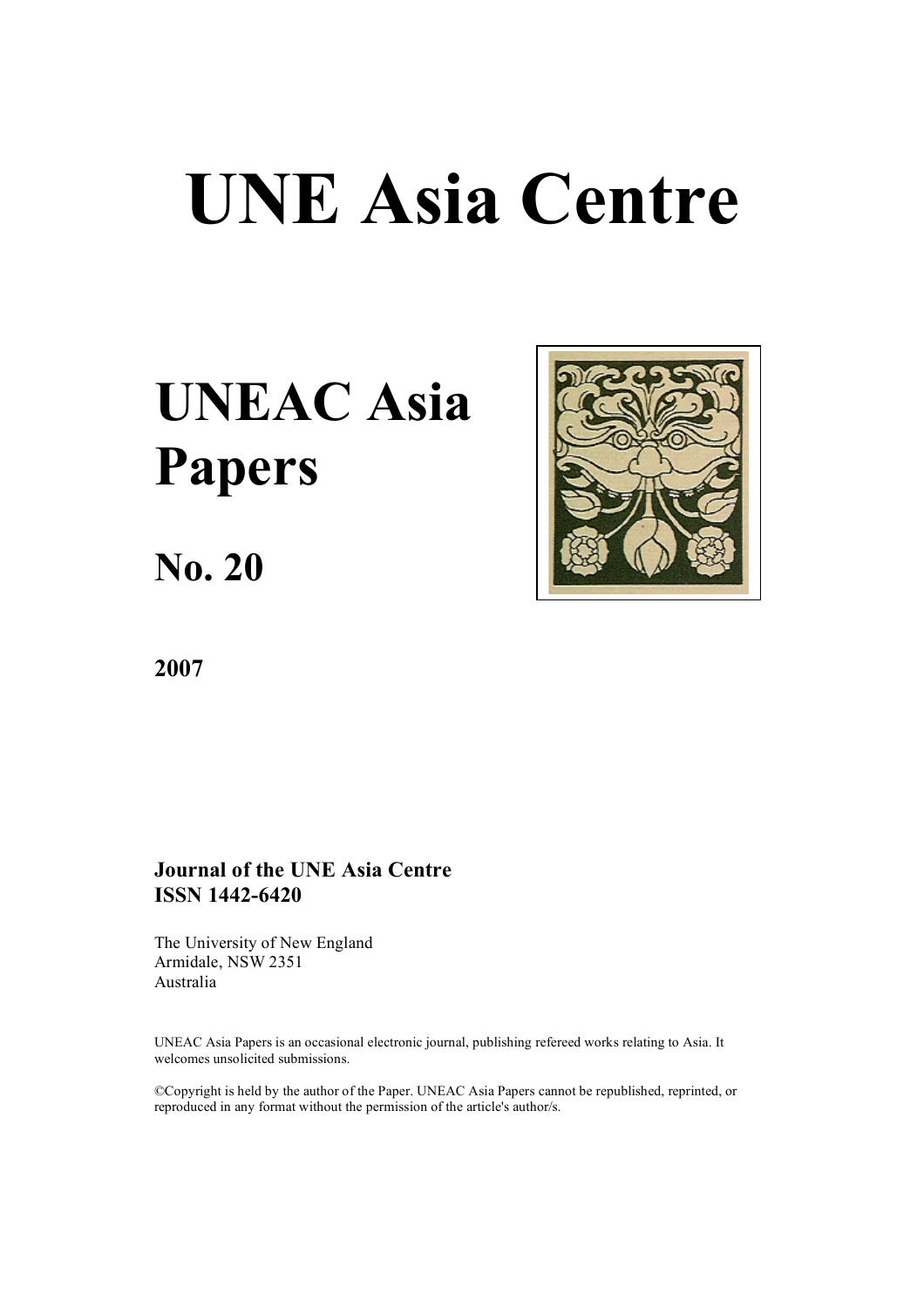# UNE Asia Centre

## UNEAC Asia Papers

## No. 20

**2007**

**Journal of the UNE Asia Centre**
**ISSN 1442-6420**

The University of New England
Armidale, NSW 2351
Australia

UNEAC Asia Papers is an occasional electronic journal, publishing refereed works relating to Asia. It welcomes unsolicited submissions.

©Copyright is held by the author of the Paper. UNEAC Asia Papers cannot be republished, reprinted, or reproduced in any format without the permission of the article's author/s.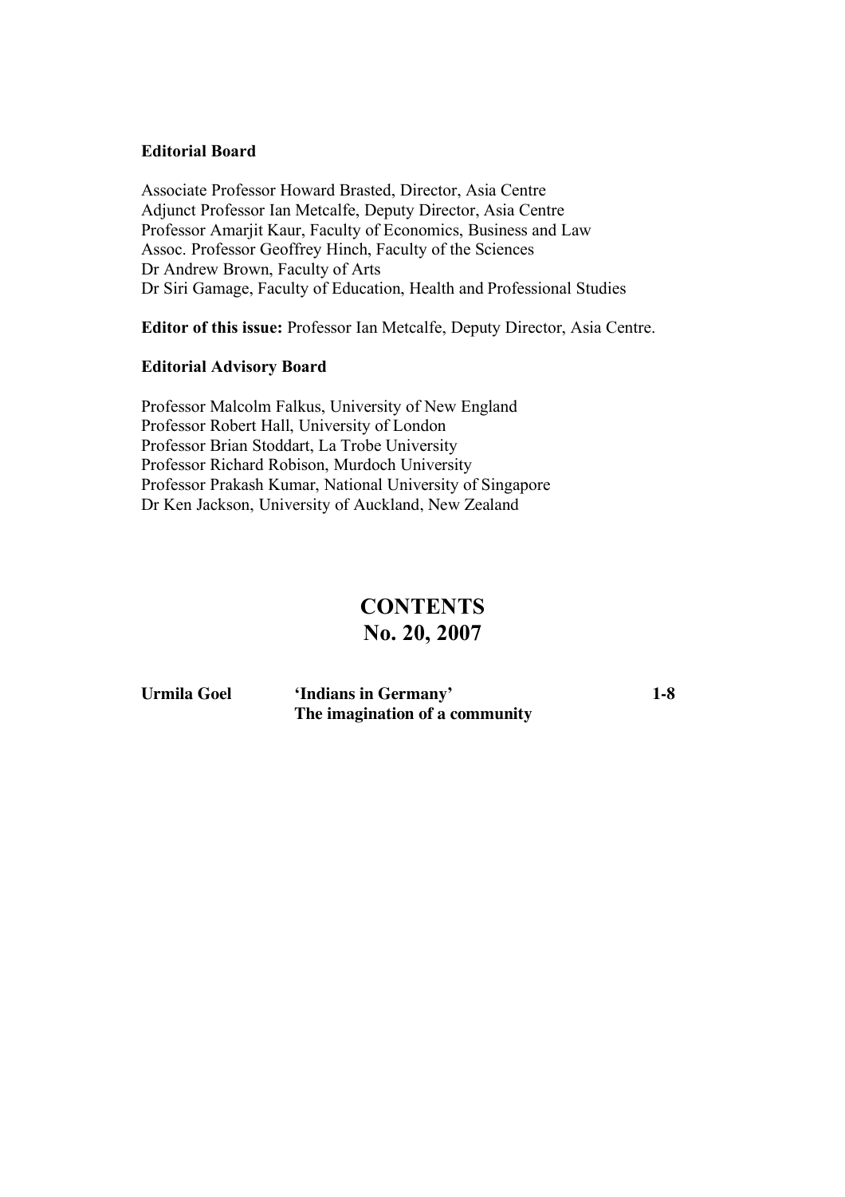**Editorial Board**

Associate Professor Howard Brasted, Director, Asia Centre
Adjunct Professor Ian Metcalfe, Deputy Director, Asia Centre
Professor Amarjit Kaur, Faculty of Economics, Business and Law
Assoc. Professor Geoffrey Hinch, Faculty of the Sciences
Dr Andrew Brown, Faculty of Arts
Dr Siri Gamage, Faculty of Education, Health and Professional Studies

**Editor of this issue:** Professor Ian Metcalfe, Deputy Director, Asia Centre.

**Editorial Advisory Board**

Professor Malcolm Falkus, University of New England
Professor Robert Hall, University of London
Professor Brian Stoddart, La Trobe University
Professor Richard Robison, Murdoch University
Professor Prakash Kumar, National University of Singapore
Dr Ken Jackson, University of Auckland, New Zealand

# CONTENTS
## No. 20, 2007

| | | |
|---|---|---|
| **Urmila Goel** | **'Indians in Germany'** **The imagination of a community** | **1-8** |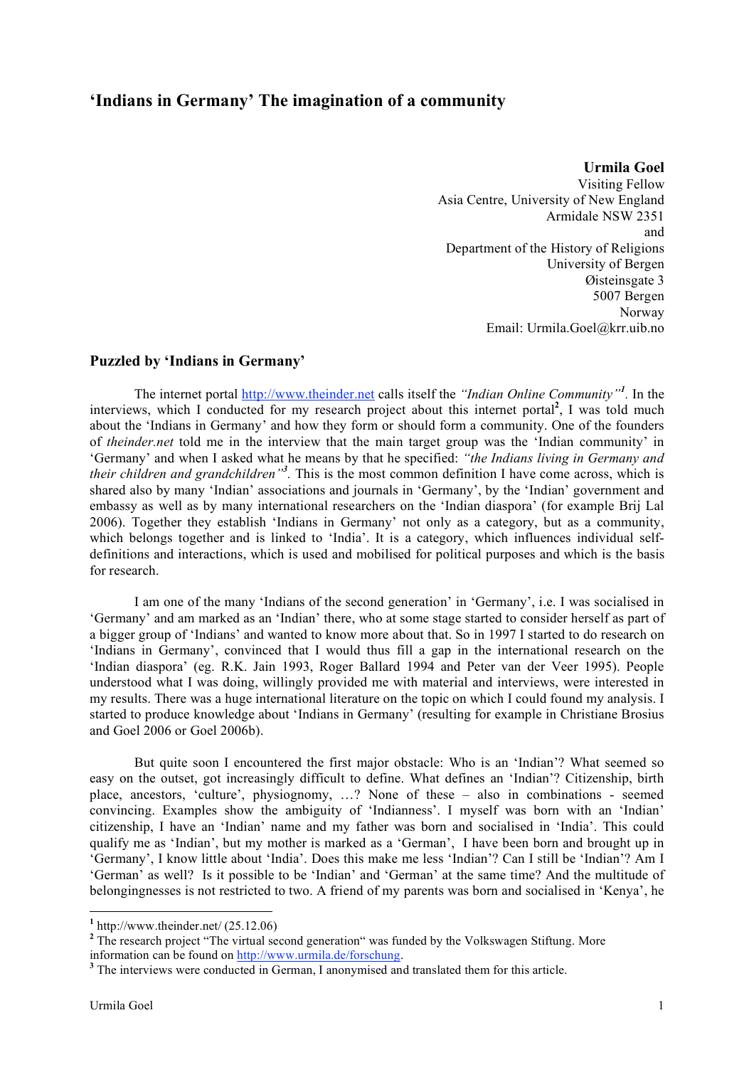# ‘Indians in Germany’ The imagination of a community

**Urmila Goel**
Visiting Fellow
Asia Centre, University of New England
Armidale NSW 2351
and
Department of the History of Religions
University of Bergen
Øisteinsgate 3
5007 Bergen
Norway
Email: Urmila.Goel@krr.uib.no

## Puzzled by ‘Indians in Germany’

The internet portal http://www.theinder.net calls itself the *“Indian Online Community”*[1]. In the interviews, which I conducted for my research project about this internet portal[2], I was told much about the ‘Indians in Germany’ and how they form or should form a community. One of the founders of *theinder.net* told me in the interview that the main target group was the ‘Indian community’ in ‘Germany’ and when I asked what he means by that he specified: *“the Indians living in Germany and their children and grandchildren”*[3]. This is the most common definition I have come across, which is shared also by many ‘Indian’ associations and journals in ‘Germany’, by the ‘Indian’ government and embassy as well as by many international researchers on the ‘Indian diaspora’ (for example Brij Lal 2006). Together they establish ‘Indians in Germany’ not only as a category, but as a community, which belongs together and is linked to ‘India’. It is a category, which influences individual self-definitions and interactions, which is used and mobilised for political purposes and which is the basis for research.

I am one of the many ‘Indians of the second generation’ in ‘Germany’, i.e. I was socialised in ‘Germany’ and am marked as an ‘Indian’ there, who at some stage started to consider herself as part of a bigger group of ‘Indians’ and wanted to know more about that. So in 1997 I started to do research on ‘Indians in Germany’, convinced that I would thus fill a gap in the international research on the ‘Indian diaspora’ (eg. R.K. Jain 1993, Roger Ballard 1994 and Peter van der Veer 1995). People understood what I was doing, willingly provided me with material and interviews, were interested in my results. There was a huge international literature on the topic on which I could found my analysis. I started to produce knowledge about ‘Indians in Germany’ (resulting for example in Christiane Brosius and Goel 2006 or Goel 2006b).

But quite soon I encountered the first major obstacle: Who is an ‘Indian’? What seemed so easy on the outset, got increasingly difficult to define. What defines an ‘Indian’? Citizenship, birth place, ancestors, ‘culture’, physiognomy, …? None of these – also in combinations - seemed convincing. Examples show the ambiguity of ‘Indianness’. I myself was born with an ‘Indian’ citizenship, I have an ‘Indian’ name and my father was born and socialised in ‘India’. This could qualify me as ‘Indian’, but my mother is marked as a ‘German’, I have been born and brought up in ‘Germany’, I know little about ‘India’. Does this make me less ‘Indian’? Can I still be ‘Indian’? Am I ‘German’ as well? Is it possible to be ‘Indian’ and ‘German’ at the same time? And the multitude of belongingnesses is not restricted to two. A friend of my parents was born and socialised in ‘Kenya’, he

---

[1] http://www.theinder.net/ (25.12.06)

[2] The research project “The virtual second generation“ was funded by the Volkswagen Stiftung. More information can be found on http://www.urmila.de/forschung.

[3] The interviews were conducted in German, I anonymised and translated them for this article.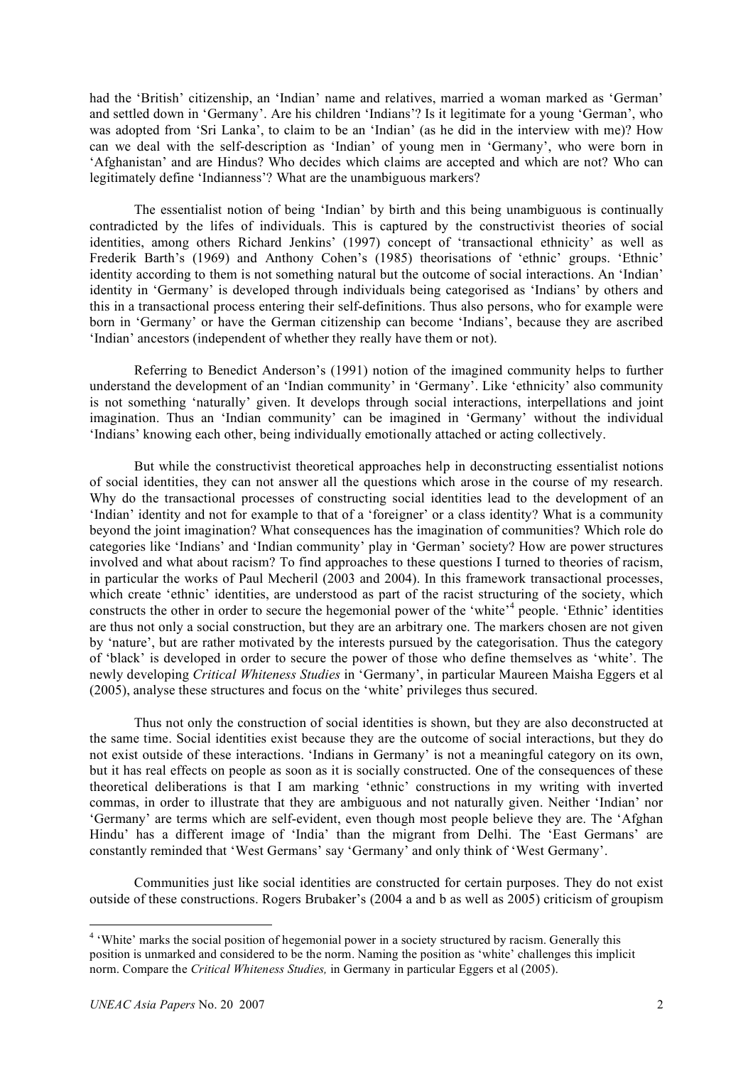had the 'British' citizenship, an 'Indian' name and relatives, married a woman marked as 'German' and settled down in 'Germany'. Are his children 'Indians'? Is it legitimate for a young 'German', who was adopted from 'Sri Lanka', to claim to be an 'Indian' (as he did in the interview with me)? How can we deal with the self-description as 'Indian' of young men in 'Germany', who were born in 'Afghanistan' and are Hindus? Who decides which claims are accepted and which are not? Who can legitimately define 'Indianness'? What are the unambiguous markers?

The essentialist notion of being 'Indian' by birth and this being unambiguous is continually contradicted by the lifes of individuals. This is captured by the constructivist theories of social identities, among others Richard Jenkins' (1997) concept of 'transactional ethnicity' as well as Frederik Barth's (1969) and Anthony Cohen's (1985) theorisations of 'ethnic' groups. 'Ethnic' identity according to them is not something natural but the outcome of social interactions. An 'Indian' identity in 'Germany' is developed through individuals being categorised as 'Indians' by others and this in a transactional process entering their self-definitions. Thus also persons, who for example were born in 'Germany' or have the German citizenship can become 'Indians', because they are ascribed 'Indian' ancestors (independent of whether they really have them or not).

Referring to Benedict Anderson's (1991) notion of the imagined community helps to further understand the development of an 'Indian community' in 'Germany'. Like 'ethnicity' also community is not something 'naturally' given. It develops through social interactions, interpellations and joint imagination. Thus an 'Indian community' can be imagined in 'Germany' without the individual 'Indians' knowing each other, being individually emotionally attached or acting collectively.

But while the constructivist theoretical approaches help in deconstructing essentialist notions of social identities, they can not answer all the questions which arose in the course of my research. Why do the transactional processes of constructing social identities lead to the development of an 'Indian' identity and not for example to that of a 'foreigner' or a class identity? What is a community beyond the joint imagination? What consequences has the imagination of communities? Which role do categories like 'Indians' and 'Indian community' play in 'German' society? How are power structures involved and what about racism? To find approaches to these questions I turned to theories of racism, in particular the works of Paul Mecheril (2003 and 2004). In this framework transactional processes, which create 'ethnic' identities, are understood as part of the racist structuring of the society, which constructs the other in order to secure the hegemonial power of the 'white'[4] people. 'Ethnic' identities are thus not only a social construction, but they are an arbitrary one. The markers chosen are not given by 'nature', but are rather motivated by the interests pursued by the categorisation. Thus the category of 'black' is developed in order to secure the power of those who define themselves as 'white'. The newly developing *Critical Whiteness Studies* in 'Germany', in particular Maureen Maisha Eggers et al (2005), analyse these structures and focus on the 'white' privileges thus secured.

Thus not only the construction of social identities is shown, but they are also deconstructed at the same time. Social identities exist because they are the outcome of social interactions, but they do not exist outside of these interactions. 'Indians in Germany' is not a meaningful category on its own, but it has real effects on people as soon as it is socially constructed. One of the consequences of these theoretical deliberations is that I am marking 'ethnic' constructions in my writing with inverted commas, in order to illustrate that they are ambiguous and not naturally given. Neither 'Indian' nor 'Germany' are terms which are self-evident, even though most people believe they are. The 'Afghan Hindu' has a different image of 'India' than the migrant from Delhi. The 'East Germans' are constantly reminded that 'West Germans' say 'Germany' and only think of 'West Germany'.

Communities just like social identities are constructed for certain purposes. They do not exist outside of these constructions. Rogers Brubaker's (2004 a and b as well as 2005) criticism of groupism

[4] 'White' marks the social position of hegemonial power in a society structured by racism. Generally this position is unmarked and considered to be the norm. Naming the position as 'white' challenges this implicit norm. Compare the *Critical Whiteness Studies,* in Germany in particular Eggers et al (2005).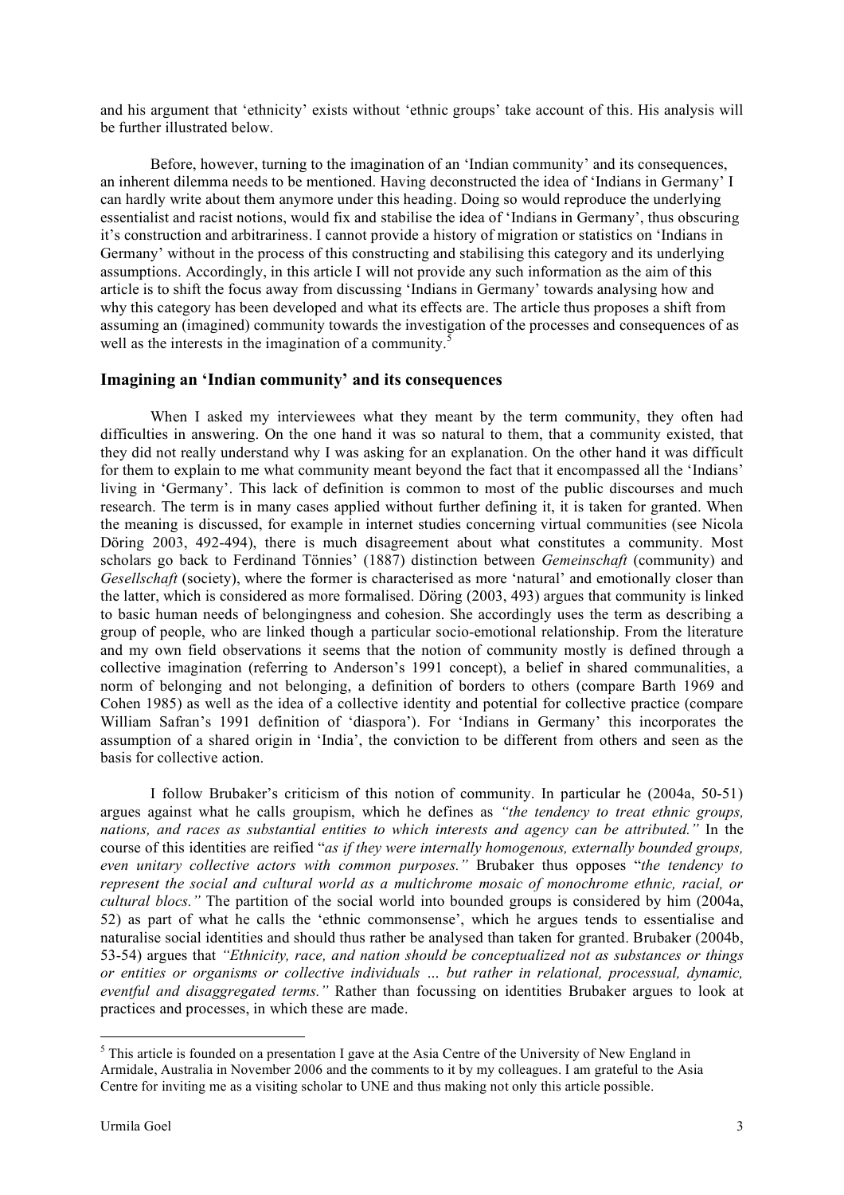and his argument that 'ethnicity' exists without 'ethnic groups' take account of this. His analysis will be further illustrated below.

Before, however, turning to the imagination of an 'Indian community' and its consequences, an inherent dilemma needs to be mentioned. Having deconstructed the idea of 'Indians in Germany' I can hardly write about them anymore under this heading. Doing so would reproduce the underlying essentialist and racist notions, would fix and stabilise the idea of 'Indians in Germany', thus obscuring it's construction and arbitrariness. I cannot provide a history of migration or statistics on 'Indians in Germany' without in the process of this constructing and stabilising this category and its underlying assumptions. Accordingly, in this article I will not provide any such information as the aim of this article is to shift the focus away from discussing 'Indians in Germany' towards analysing how and why this category has been developed and what its effects are. The article thus proposes a shift from assuming an (imagined) community towards the investigation of the processes and consequences of as well as the interests in the imagination of a community.[5]

## Imagining an 'Indian community' and its consequences

When I asked my interviewees what they meant by the term community, they often had difficulties in answering. On the one hand it was so natural to them, that a community existed, that they did not really understand why I was asking for an explanation. On the other hand it was difficult for them to explain to me what community meant beyond the fact that it encompassed all the 'Indians' living in 'Germany'. This lack of definition is common to most of the public discourses and much research. The term is in many cases applied without further defining it, it is taken for granted. When the meaning is discussed, for example in internet studies concerning virtual communities (see Nicola Döring 2003, 492-494), there is much disagreement about what constitutes a community. Most scholars go back to Ferdinand Tönnies' (1887) distinction between *Gemeinschaft* (community) and *Gesellschaft* (society), where the former is characterised as more 'natural' and emotionally closer than the latter, which is considered as more formalised. Döring (2003, 493) argues that community is linked to basic human needs of belongingness and cohesion. She accordingly uses the term as describing a group of people, who are linked though a particular socio-emotional relationship. From the literature and my own field observations it seems that the notion of community mostly is defined through a collective imagination (referring to Anderson's 1991 concept), a belief in shared communalities, a norm of belonging and not belonging, a definition of borders to others (compare Barth 1969 and Cohen 1985) as well as the idea of a collective identity and potential for collective practice (compare William Safran's 1991 definition of 'diaspora'). For 'Indians in Germany' this incorporates the assumption of a shared origin in 'India', the conviction to be different from others and seen as the basis for collective action.

I follow Brubaker's criticism of this notion of community. In particular he (2004a, 50-51) argues against what he calls groupism, which he defines as *"the tendency to treat ethnic groups, nations, and races as substantial entities to which interests and agency can be attributed."* In the course of this identities are reified "*as if they were internally homogenous, externally bounded groups, even unitary collective actors with common purposes."* Brubaker thus opposes "*the tendency to represent the social and cultural world as a multichrome mosaic of monochrome ethnic, racial, or cultural blocs."* The partition of the social world into bounded groups is considered by him (2004a, 52) as part of what he calls the 'ethnic commonsense', which he argues tends to essentialise and naturalise social identities and should thus rather be analysed than taken for granted. Brubaker (2004b, 53-54) argues that *"Ethnicity, race, and nation should be conceptualized not as substances or things or entities or organisms or collective individuals … but rather in relational, processual, dynamic, eventful and disaggregated terms."* Rather than focussing on identities Brubaker argues to look at practices and processes, in which these are made.

---

[5] This article is founded on a presentation I gave at the Asia Centre of the University of New England in Armidale, Australia in November 2006 and the comments to it by my colleagues. I am grateful to the Asia Centre for inviting me as a visiting scholar to UNE and thus making not only this article possible.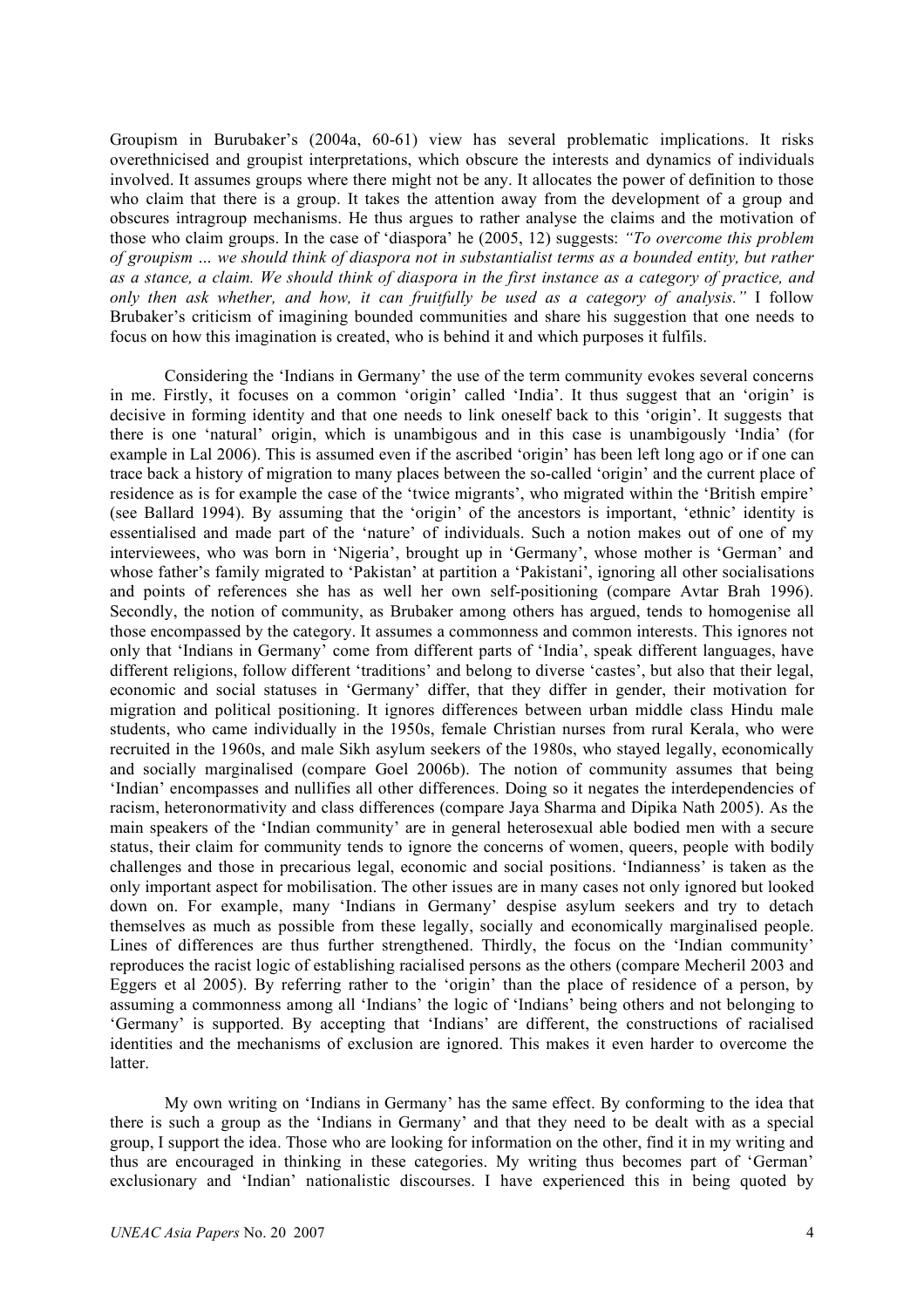Groupism in Burubaker's (2004a, 60-61) view has several problematic implications. It risks overethnicised and groupist interpretations, which obscure the interests and dynamics of individuals involved. It assumes groups where there might not be any. It allocates the power of definition to those who claim that there is a group. It takes the attention away from the development of a group and obscures intragroup mechanisms. He thus argues to rather analyse the claims and the motivation of those who claim groups. In the case of 'diaspora' he (2005, 12) suggests: *"To overcome this problem of groupism … we should think of diaspora not in substantialist terms as a bounded entity, but rather as a stance, a claim. We should think of diaspora in the first instance as a category of practice, and only then ask whether, and how, it can fruitfully be used as a category of analysis."* I follow Brubaker's criticism of imagining bounded communities and share his suggestion that one needs to focus on how this imagination is created, who is behind it and which purposes it fulfils.

Considering the 'Indians in Germany' the use of the term community evokes several concerns in me. Firstly, it focuses on a common 'origin' called 'India'. It thus suggest that an 'origin' is decisive in forming identity and that one needs to link oneself back to this 'origin'. It suggests that there is one 'natural' origin, which is unambigous and in this case is unambigously 'India' (for example in Lal 2006). This is assumed even if the ascribed 'origin' has been left long ago or if one can trace back a history of migration to many places between the so-called 'origin' and the current place of residence as is for example the case of the 'twice migrants', who migrated within the 'British empire' (see Ballard 1994). By assuming that the 'origin' of the ancestors is important, 'ethnic' identity is essentialised and made part of the 'nature' of individuals. Such a notion makes out of one of my interviewees, who was born in 'Nigeria', brought up in 'Germany', whose mother is 'German' and whose father's family migrated to 'Pakistan' at partition a 'Pakistani', ignoring all other socialisations and points of references she has as well her own self-positioning (compare Avtar Brah 1996). Secondly, the notion of community, as Brubaker among others has argued, tends to homogenise all those encompassed by the category. It assumes a commonness and common interests. This ignores not only that 'Indians in Germany' come from different parts of 'India', speak different languages, have different religions, follow different 'traditions' and belong to diverse 'castes', but also that their legal, economic and social statuses in 'Germany' differ, that they differ in gender, their motivation for migration and political positioning. It ignores differences between urban middle class Hindu male students, who came individually in the 1950s, female Christian nurses from rural Kerala, who were recruited in the 1960s, and male Sikh asylum seekers of the 1980s, who stayed legally, economically and socially marginalised (compare Goel 2006b). The notion of community assumes that being 'Indian' encompasses and nullifies all other differences. Doing so it negates the interdependencies of racism, heteronormativity and class differences (compare Jaya Sharma and Dipika Nath 2005). As the main speakers of the 'Indian community' are in general heterosexual able bodied men with a secure status, their claim for community tends to ignore the concerns of women, queers, people with bodily challenges and those in precarious legal, economic and social positions. 'Indianness' is taken as the only important aspect for mobilisation. The other issues are in many cases not only ignored but looked down on. For example, many 'Indians in Germany' despise asylum seekers and try to detach themselves as much as possible from these legally, socially and economically marginalised people. Lines of differences are thus further strengthened. Thirdly, the focus on the 'Indian community' reproduces the racist logic of establishing racialised persons as the others (compare Mecheril 2003 and Eggers et al 2005). By referring rather to the 'origin' than the place of residence of a person, by assuming a commonness among all 'Indians' the logic of 'Indians' being others and not belonging to 'Germany' is supported. By accepting that 'Indians' are different, the constructions of racialised identities and the mechanisms of exclusion are ignored. This makes it even harder to overcome the latter.

My own writing on 'Indians in Germany' has the same effect. By conforming to the idea that there is such a group as the 'Indians in Germany' and that they need to be dealt with as a special group, I support the idea. Those who are looking for information on the other, find it in my writing and thus are encouraged in thinking in these categories. My writing thus becomes part of 'German' exclusionary and 'Indian' nationalistic discourses. I have experienced this in being quoted by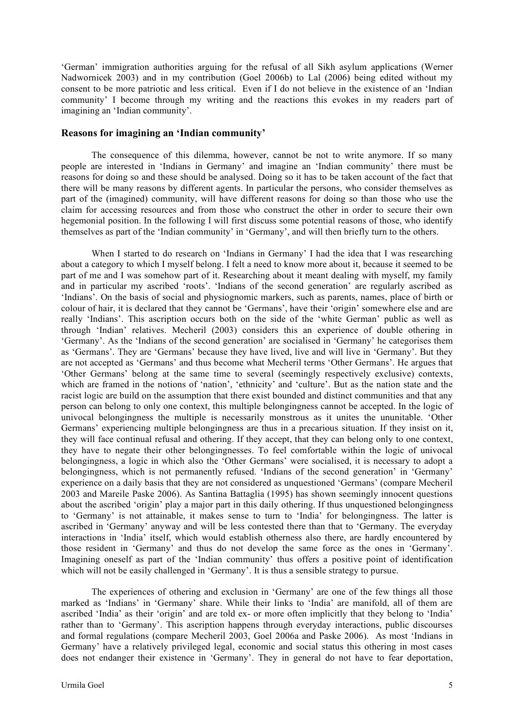'German' immigration authorities arguing for the refusal of all Sikh asylum applications (Werner Nadwornicek 2003) and in my contribution (Goel 2006b) to Lal (2006) being edited without my consent to be more patriotic and less critical. Even if I do not believe in the existence of an 'Indian community' I become through my writing and the reactions this evokes in my readers part of imagining an 'Indian community'.

## Reasons for imagining an 'Indian community'

The consequence of this dilemma, however, cannot be not to write anymore. If so many people are interested in 'Indians in Germany' and imagine an 'Indian community' there must be reasons for doing so and these should be analysed. Doing so it has to be taken account of the fact that there will be many reasons by different agents. In particular the persons, who consider themselves as part of the (imagined) community, will have different reasons for doing so than those who use the claim for accessing resources and from those who construct the other in order to secure their own hegemonial position. In the following I will first discuss some potential reasons of those, who identify themselves as part of the 'Indian community' in 'Germany', and will then briefly turn to the others.

When I started to do research on 'Indians in Germany' I had the idea that I was researching about a category to which I myself belong. I felt a need to know more about it, because it seemed to be part of me and I was somehow part of it. Researching about it meant dealing with myself, my family and in particular my ascribed 'roots'. 'Indians of the second generation' are regularly ascribed as 'Indians'. On the basis of social and physiognomic markers, such as parents, names, place of birth or colour of hair, it is declared that they cannot be 'Germans', have their 'origin' somewhere else and are really 'Indians'. This ascription occurs both on the side of the 'white German' public as well as through 'Indian' relatives. Mecheril (2003) considers this an experience of double othering in 'Germany'. As the 'Indians of the second generation' are socialised in 'Germany' he categorises them as 'Germans'. They are 'Germans' because they have lived, live and will live in 'Germany'. But they are not accepted as 'Germans' and thus become what Mecheril terms 'Other Germans'. He argues that 'Other Germans' belong at the same time to several (seemingly respectively exclusive) contexts, which are framed in the notions of 'nation', 'ethnicity' and 'culture'. But as the nation state and the racist logic are build on the assumption that there exist bounded and distinct communities and that any person can belong to only one context, this multiple belongingness cannot be accepted. In the logic of univocal belongingness the multiple is necessarily monstrous as it unites the ununitable. 'Other Germans' experiencing multiple belongingness are thus in a precarious situation. If they insist on it, they will face continual refusal and othering. If they accept, that they can belong only to one context, they have to negate their other belongingnesses. To feel comfortable within the logic of univocal belongingness, a logic in which also the 'Other Germans' were socialised, it is necessary to adopt a belongingness, which is not permanently refused. 'Indians of the second generation' in 'Germany' experience on a daily basis that they are not considered as unquestioned 'Germans' (compare Mecheril 2003 and Mareile Paske 2006). As Santina Battaglia (1995) has shown seemingly innocent questions about the ascribed 'origin' play a major part in this daily othering. If thus unquestioned belongingness to 'Germany' is not attainable, it makes sense to turn to 'India' for belongingness. The latter is ascribed in 'Germany' anyway and will be less contested there than that to 'Germany. The everyday interactions in 'India' itself, which would establish otherness also there, are hardly encountered by those resident in 'Germany' and thus do not develop the same force as the ones in 'Germany'. Imagining oneself as part of the 'Indian community' thus offers a positive point of identification which will not be easily challenged in 'Germany'. It is thus a sensible strategy to pursue.

The experiences of othering and exclusion in 'Germany' are one of the few things all those marked as 'Indians' in 'Germany' share. While their links to 'India' are manifold, all of them are ascribed 'India' as their 'origin' and are told ex- or more often implicitly that they belong to 'India' rather than to 'Germany'. This ascription happens through everyday interactions, public discourses and formal regulations (compare Mecheril 2003, Goel 2006a and Paske 2006). As most 'Indians in Germany' have a relatively privileged legal, economic and social status this othering in most cases does not endanger their existence in 'Germany'. They in general do not have to fear deportation,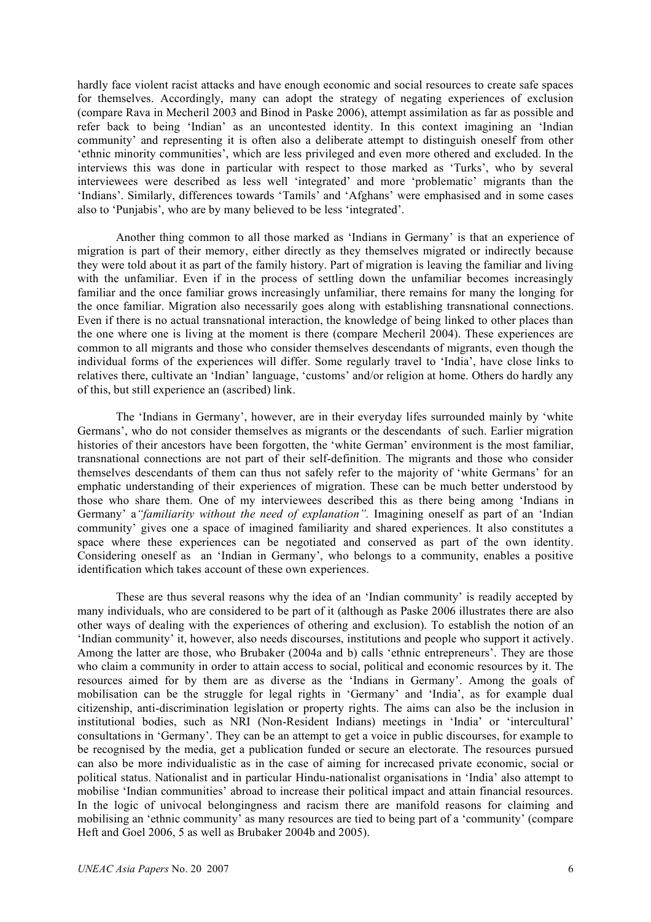hardly face violent racist attacks and have enough economic and social resources to create safe spaces for themselves. Accordingly, many can adopt the strategy of negating experiences of exclusion (compare Rava in Mecheril 2003 and Binod in Paske 2006), attempt assimilation as far as possible and refer back to being 'Indian' as an uncontested identity. In this context imagining an 'Indian community' and representing it is often also a deliberate attempt to distinguish oneself from other 'ethnic minority communities', which are less privileged and even more othered and excluded. In the interviews this was done in particular with respect to those marked as 'Turks', who by several interviewees were described as less well 'integrated' and more 'problematic' migrants than the 'Indians'. Similarly, differences towards 'Tamils' and 'Afghans' were emphasised and in some cases also to 'Punjabis', who are by many believed to be less 'integrated'.

Another thing common to all those marked as 'Indians in Germany' is that an experience of migration is part of their memory, either directly as they themselves migrated or indirectly because they were told about it as part of the family history. Part of migration is leaving the familiar and living with the unfamiliar. Even if in the process of settling down the unfamiliar becomes increasingly familiar and the once familiar grows increasingly unfamiliar, there remains for many the longing for the once familiar. Migration also necessarily goes along with establishing transnational connections. Even if there is no actual transnational interaction, the knowledge of being linked to other places than the one where one is living at the moment is there (compare Mecheril 2004). These experiences are common to all migrants and those who consider themselves descendants of migrants, even though the individual forms of the experiences will differ. Some regularly travel to 'India', have close links to relatives there, cultivate an 'Indian' language, 'customs' and/or religion at home. Others do hardly any of this, but still experience an (ascribed) link.

The 'Indians in Germany', however, are in their everyday lifes surrounded mainly by 'white Germans', who do not consider themselves as migrants or the descendants of such. Earlier migration histories of their ancestors have been forgotten, the 'white German' environment is the most familiar, transnational connections are not part of their self-definition. The migrants and those who consider themselves descendants of them can thus not safely refer to the majority of 'white Germans' for an emphatic understanding of their experiences of migration. These can be much better understood by those who share them. One of my interviewees described this as there being among 'Indians in Germany' a *"familiarity without the need of explanation".* Imagining oneself as part of an 'Indian community' gives one a space of imagined familiarity and shared experiences. It also constitutes a space where these experiences can be negotiated and conserved as part of the own identity. Considering oneself as an 'Indian in Germany', who belongs to a community, enables a positive identification which takes account of these own experiences.

These are thus several reasons why the idea of an 'Indian community' is readily accepted by many individuals, who are considered to be part of it (although as Paske 2006 illustrates there are also other ways of dealing with the experiences of othering and exclusion). To establish the notion of an 'Indian community' it, however, also needs discourses, institutions and people who support it actively. Among the latter are those, who Brubaker (2004a and b) calls 'ethnic entrepreneurs'. They are those who claim a community in order to attain access to social, political and economic resources by it. The resources aimed for by them are as diverse as the 'Indians in Germany'. Among the goals of mobilisation can be the struggle for legal rights in 'Germany' and 'India', as for example dual citizenship, anti-discrimination legislation or property rights. The aims can also be the inclusion in institutional bodies, such as NRI (Non-Resident Indians) meetings in 'India' or 'intercultural' consultations in 'Germany'. They can be an attempt to get a voice in public discourses, for example to be recognised by the media, get a publication funded or secure an electorate. The resources pursued can also be more individualistic as in the case of aiming for increcased private economic, social or political status. Nationalist and in particular Hindu-nationalist organisations in 'India' also attempt to mobilise 'Indian communities' abroad to increase their political impact and attain financial resources. In the logic of univocal belongingness and racism there are manifold reasons for claiming and mobilising an 'ethnic community' as many resources are tied to being part of a 'community' (compare Heft and Goel 2006, 5 as well as Brubaker 2004b and 2005).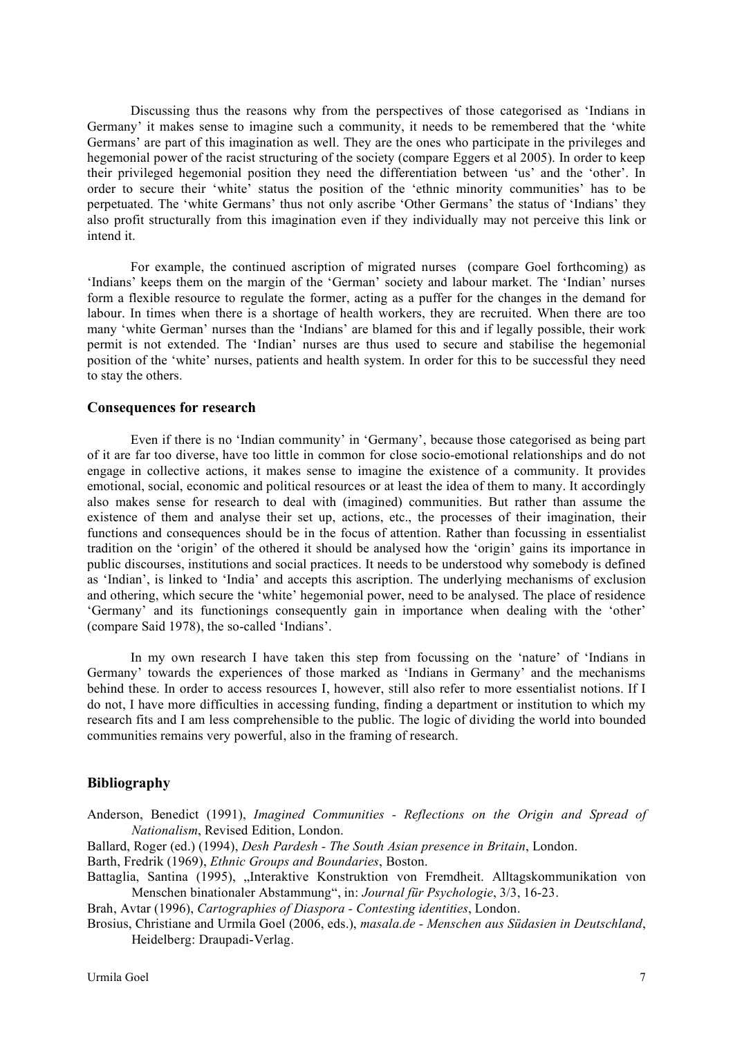Discussing thus the reasons why from the perspectives of those categorised as 'Indians in Germany' it makes sense to imagine such a community, it needs to be remembered that the 'white Germans' are part of this imagination as well. They are the ones who participate in the privileges and hegemonial power of the racist structuring of the society (compare Eggers et al 2005). In order to keep their privileged hegemonial position they need the differentiation between 'us' and the 'other'. In order to secure their 'white' status the position of the 'ethnic minority communities' has to be perpetuated. The 'white Germans' thus not only ascribe 'Other Germans' the status of 'Indians' they also profit structurally from this imagination even if they individually may not perceive this link or intend it.

For example, the continued ascription of migrated nurses (compare Goel forthcoming) as 'Indians' keeps them on the margin of the 'German' society and labour market. The 'Indian' nurses form a flexible resource to regulate the former, acting as a puffer for the changes in the demand for labour. In times when there is a shortage of health workers, they are recruited. When there are too many 'white German' nurses than the 'Indians' are blamed for this and if legally possible, their work permit is not extended. The 'Indian' nurses are thus used to secure and stabilise the hegemonial position of the 'white' nurses, patients and health system. In order for this to be successful they need to stay the others.

## Consequences for research

Even if there is no 'Indian community' in 'Germany', because those categorised as being part of it are far too diverse, have too little in common for close socio-emotional relationships and do not engage in collective actions, it makes sense to imagine the existence of a community. It provides emotional, social, economic and political resources or at least the idea of them to many. It accordingly also makes sense for research to deal with (imagined) communities. But rather than assume the existence of them and analyse their set up, actions, etc., the processes of their imagination, their functions and consequences should be in the focus of attention. Rather than focussing in essentialist tradition on the 'origin' of the othered it should be analysed how the 'origin' gains its importance in public discourses, institutions and social practices. It needs to be understood why somebody is defined as 'Indian', is linked to 'India' and accepts this ascription. The underlying mechanisms of exclusion and othering, which secure the 'white' hegemonial power, need to be analysed. The place of residence 'Germany' and its functionings consequently gain in importance when dealing with the 'other' (compare Said 1978), the so-called 'Indians'.

In my own research I have taken this step from focussing on the 'nature' of 'Indians in Germany' towards the experiences of those marked as 'Indians in Germany' and the mechanisms behind these. In order to access resources I, however, still also refer to more essentialist notions. If I do not, I have more difficulties in accessing funding, finding a department or institution to which my research fits and I am less comprehensible to the public. The logic of dividing the world into bounded communities remains very powerful, also in the framing of research.

## Bibliography

Anderson, Benedict (1991), *Imagined Communities - Reflections on the Origin and Spread of Nationalism*, Revised Edition, London.

Ballard, Roger (ed.) (1994), *Desh Pardesh - The South Asian presence in Britain*, London.

Barth, Fredrik (1969), *Ethnic Groups and Boundaries*, Boston.

Battaglia, Santina (1995), „Interaktive Konstruktion von Fremdheit. Alltagskommunikation von Menschen binationaler Abstammung", in: *Journal für Psychologie*, 3/3, 16-23.

Brah, Avtar (1996), *Cartographies of Diaspora - Contesting identities*, London.

Brosius, Christiane and Urmila Goel (2006, eds.), *masala.de - Menschen aus Südasien in Deutschland*, Heidelberg: Draupadi-Verlag.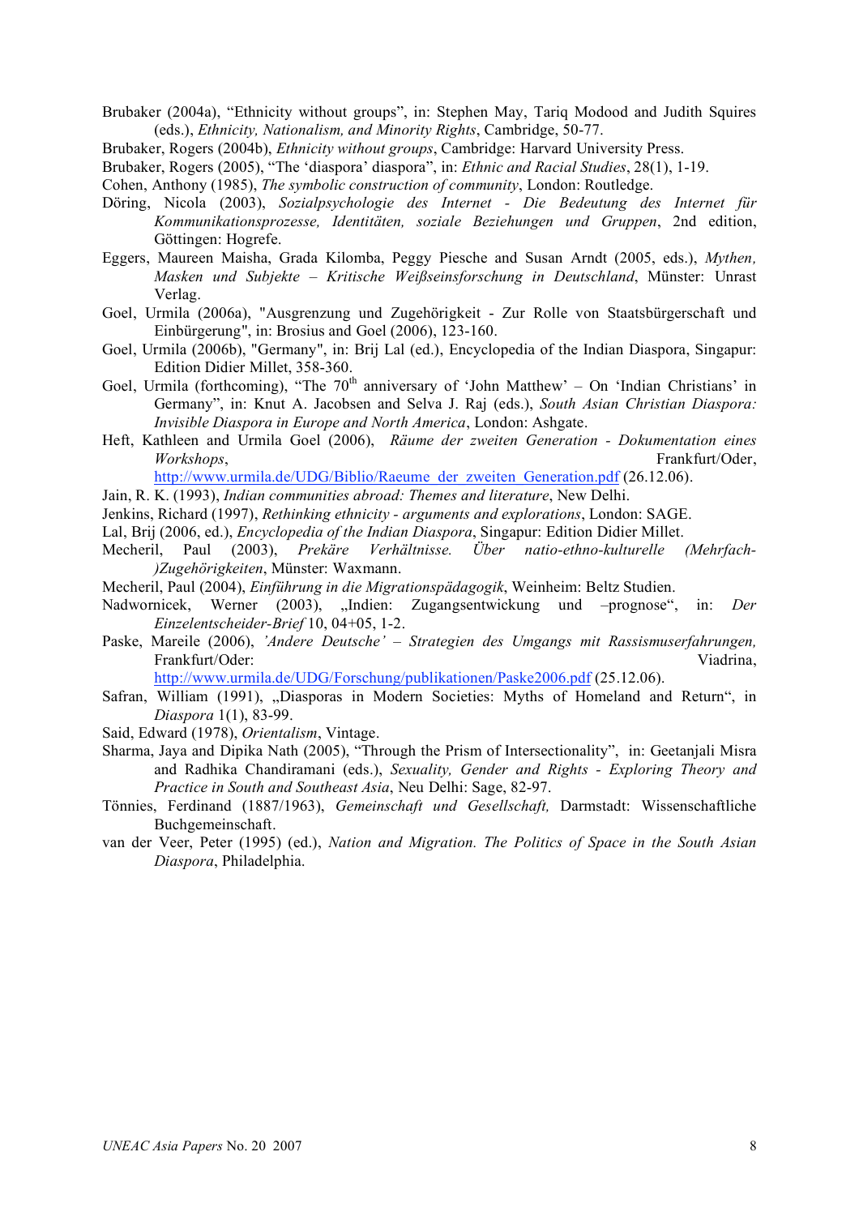Brubaker (2004a), “Ethnicity without groups”, in: Stephen May, Tariq Modood and Judith Squires (eds.), *Ethnicity, Nationalism, and Minority Rights*, Cambridge, 50-77.

Brubaker, Rogers (2004b), *Ethnicity without groups*, Cambridge: Harvard University Press.

Brubaker, Rogers (2005), “The ‘diaspora’ diaspora”, in: *Ethnic and Racial Studies*, 28(1), 1-19.

Cohen, Anthony (1985), *The symbolic construction of community*, London: Routledge.

Döring, Nicola (2003), *Sozialpsychologie des Internet - Die Bedeutung des Internet für Kommunikationsprozesse, Identitäten, soziale Beziehungen und Gruppen*, 2nd edition, Göttingen: Hogrefe.

Eggers, Maureen Maisha, Grada Kilomba, Peggy Piesche and Susan Arndt (2005, eds.), *Mythen, Masken und Subjekte – Kritische Weißseinsforschung in Deutschland*, Münster: Unrast Verlag.

Goel, Urmila (2006a), "Ausgrenzung und Zugehörigkeit - Zur Rolle von Staatsbürgerschaft und Einbürgerung", in: Brosius and Goel (2006), 123-160.

Goel, Urmila (2006b), "Germany", in: Brij Lal (ed.), Encyclopedia of the Indian Diaspora, Singapur: Edition Didier Millet, 358-360.

Goel, Urmila (forthcoming), “The 70th anniversary of ‘John Matthew’ – On ‘Indian Christians’ in Germany”, in: Knut A. Jacobsen and Selva J. Raj (eds.), *South Asian Christian Diaspora: Invisible Diaspora in Europe and North America*, London: Ashgate.

Heft, Kathleen and Urmila Goel (2006), *Räume der zweiten Generation - Dokumentation eines Workshops*, Frankfurt/Oder, http://www.urmila.de/UDG/Biblio/Raeume_der_zweiten_Generation.pdf (26.12.06).

Jain, R. K. (1993), *Indian communities abroad: Themes and literature*, New Delhi.

Jenkins, Richard (1997), *Rethinking ethnicity - arguments and explorations*, London: SAGE.

Lal, Brij (2006, ed.), *Encyclopedia of the Indian Diaspora*, Singapur: Edition Didier Millet.

Mecheril, Paul (2003), *Prekäre Verhältnisse. Über natio-ethno-kulturelle (Mehrfach-)Zugehörigkeiten*, Münster: Waxmann.

Mecheril, Paul (2004), *Einführung in die Migrationspädagogik*, Weinheim: Beltz Studien.

Nadwornicek, Werner (2003), „Indien: Zugangsentwickung und –prognose“, in: *Der Einzelentscheider-Brief* 10, 04+05, 1-2.

Paske, Mareile (2006), *’Andere Deutsche’ – Strategien des Umgangs mit Rassismuserfahrungen*, Frankfurt/Oder: Viadrina, http://www.urmila.de/UDG/Forschung/publikationen/Paske2006.pdf (25.12.06).

Safran, William (1991), „Diasporas in Modern Societies: Myths of Homeland and Return“, in *Diaspora* 1(1), 83-99.

Said, Edward (1978), *Orientalism*, Vintage.

Sharma, Jaya and Dipika Nath (2005), “Through the Prism of Intersectionality”, in: Geetanjali Misra and Radhika Chandiramani (eds.), *Sexuality, Gender and Rights - Exploring Theory and Practice in South and Southeast Asia*, Neu Delhi: Sage, 82-97.

Tönnies, Ferdinand (1887/1963), *Gemeinschaft und Gesellschaft,* Darmstadt: Wissenschaftliche Buchgemeinschaft.

van der Veer, Peter (1995) (ed.), *Nation and Migration. The Politics of Space in the South Asian Diaspora*, Philadelphia.